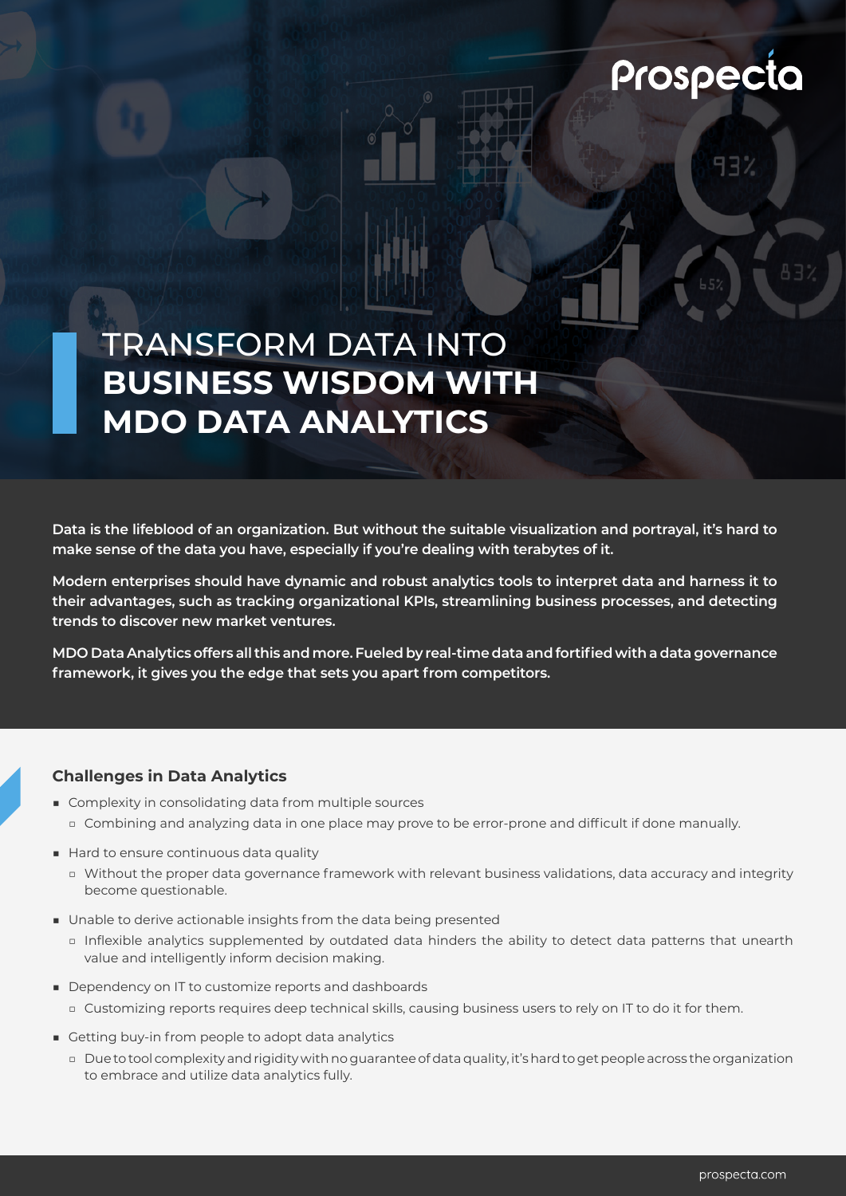Prospecta

# TRANSFORM DATA INTO **BUSINESS WISDOM WITH MDO DATA ANALYTICS**

**Data is the lifeblood of an organization. But without the suitable visualization and portrayal, it's hard to make sense of the data you have, especially if you're dealing with terabytes of it.**

**Modern enterprises should have dynamic and robust analytics tools to interpret data and harness it to their advantages, such as tracking organizational KPIs, streamlining business processes, and detecting trends to discover new market ventures.**

**MDO Data Analytics offers all this and more. Fueled by real-time data and fortified with a data governance framework, it gives you the edge that sets you apart from competitors.**

## Challenges in Data Analytics

- Complexity in consolidating data from multiple sources
  - Combining and analyzing data in one place may prove to be error-prone and difficult if done manually.
- Hard to ensure continuous data quality
  - Without the proper data governance framework with relevant business validations, data accuracy and integrity become questionable.
- Unable to derive actionable insights from the data being presented
  - Inflexible analytics supplemented by outdated data hinders the ability to detect data patterns that unearth value and intelligently inform decision making.
- Dependency on IT to customize reports and dashboards
  - Customizing reports requires deep technical skills, causing business users to rely on IT to do it for them.
- Getting buy-in from people to adopt data analytics
  - Due to tool complexity and rigidity with no guarantee of data quality, it's hard to get people across the organization to embrace and utilize data analytics fully.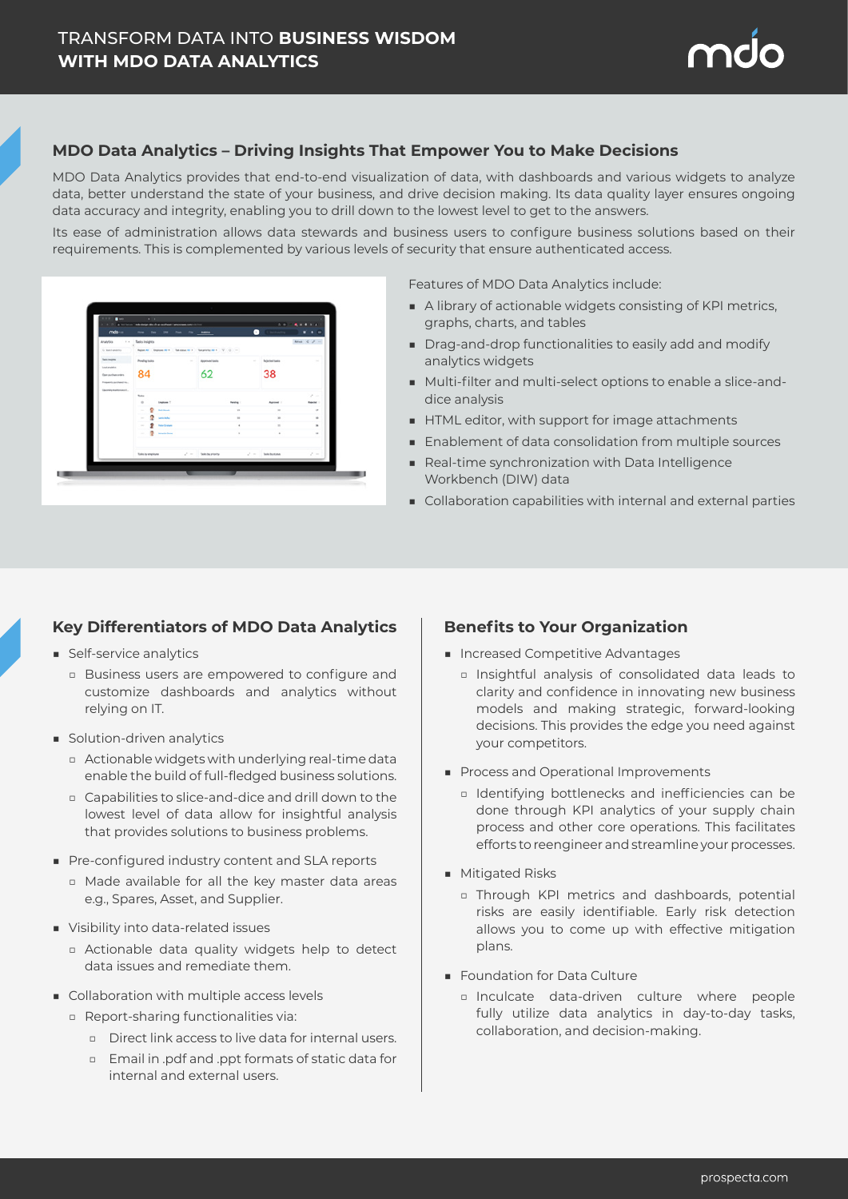# TRANSFORM DATA INTO **BUSINESS WISDOM WITH MDO DATA ANALYTICS**

## MDO Data Analytics – Driving Insights That Empower You to Make Decisions

MDO Data Analytics provides that end-to-end visualization of data, with dashboards and various widgets to analyze data, better understand the state of your business, and drive decision making. Its data quality layer ensures ongoing data accuracy and integrity, enabling you to drill down to the lowest level to get to the answers.

Its ease of administration allows data stewards and business users to configure business solutions based on their requirements. This is complemented by various levels of security that ensure authenticated access.

Features of MDO Data Analytics include:

- A library of actionable widgets consisting of KPI metrics, graphs, charts, and tables
- Drag-and-drop functionalities to easily add and modify analytics widgets
- Multi-filter and multi-select options to enable a slice-and-dice analysis
- HTML editor, with support for image attachments
- Enablement of data consolidation from multiple sources
- Real-time synchronization with Data Intelligence Workbench (DIW) data
- Collaboration capabilities with internal and external parties

## Key Differentiators of MDO Data Analytics

- Self-service analytics
  - Business users are empowered to configure and customize dashboards and analytics without relying on IT.
- Solution-driven analytics
  - Actionable widgets with underlying real-time data enable the build of full-fledged business solutions.
  - Capabilities to slice-and-dice and drill down to the lowest level of data allow for insightful analysis that provides solutions to business problems.
- Pre-configured industry content and SLA reports
  - Made available for all the key master data areas e.g., Spares, Asset, and Supplier.
- Visibility into data-related issues
  - Actionable data quality widgets help to detect data issues and remediate them.
- Collaboration with multiple access levels
  - Report-sharing functionalities via:
    - Direct link access to live data for internal users.
    - Email in .pdf and .ppt formats of static data for internal and external users.

## Benefits to Your Organization

- Increased Competitive Advantages
  - Insightful analysis of consolidated data leads to clarity and confidence in innovating new business models and making strategic, forward-looking decisions. This provides the edge you need against your competitors.
- Process and Operational Improvements
  - Identifying bottlenecks and inefficiencies can be done through KPI analytics of your supply chain process and other core operations. This facilitates efforts to reengineer and streamline your processes.
- Mitigated Risks
  - Through KPI metrics and dashboards, potential risks are easily identifiable. Early risk detection allows you to come up with effective mitigation plans.
- Foundation for Data Culture
  - Inculcate data-driven culture where people fully utilize data analytics in day-to-day tasks, collaboration, and decision-making.

prospecta.com